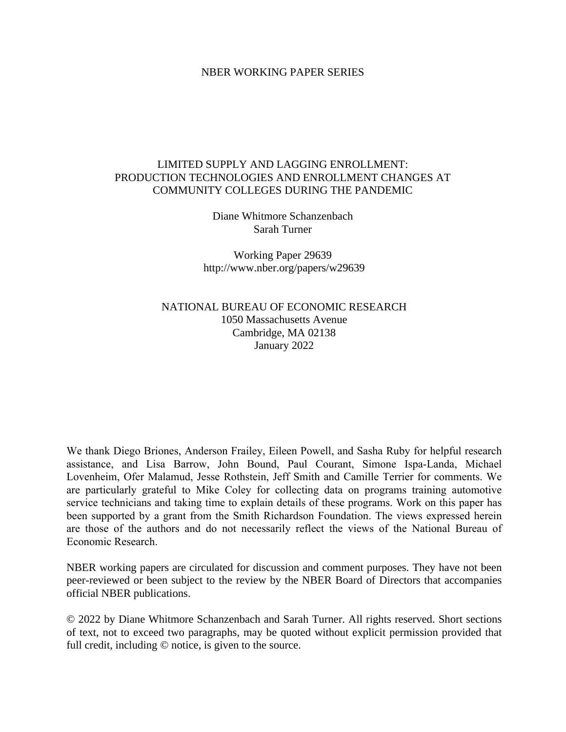NBER WORKING PAPER SERIES

# LIMITED SUPPLY AND LAGGING ENROLLMENT: PRODUCTION TECHNOLOGIES AND ENROLLMENT CHANGES AT COMMUNITY COLLEGES DURING THE PANDEMIC

Diane Whitmore Schanzenbach
Sarah Turner

Working Paper 29639
http://www.nber.org/papers/w29639

NATIONAL BUREAU OF ECONOMIC RESEARCH
1050 Massachusetts Avenue
Cambridge, MA 02138
January 2022

We thank Diego Briones, Anderson Frailey, Eileen Powell, and Sasha Ruby for helpful research assistance, and Lisa Barrow, John Bound, Paul Courant, Simone Ispa-Landa, Michael Lovenheim, Ofer Malamud, Jesse Rothstein, Jeff Smith and Camille Terrier for comments. We are particularly grateful to Mike Coley for collecting data on programs training automotive service technicians and taking time to explain details of these programs. Work on this paper has been supported by a grant from the Smith Richardson Foundation. The views expressed herein are those of the authors and do not necessarily reflect the views of the National Bureau of Economic Research.

NBER working papers are circulated for discussion and comment purposes. They have not been peer-reviewed or been subject to the review by the NBER Board of Directors that accompanies official NBER publications.

© 2022 by Diane Whitmore Schanzenbach and Sarah Turner. All rights reserved. Short sections of text, not to exceed two paragraphs, may be quoted without explicit permission provided that full credit, including © notice, is given to the source.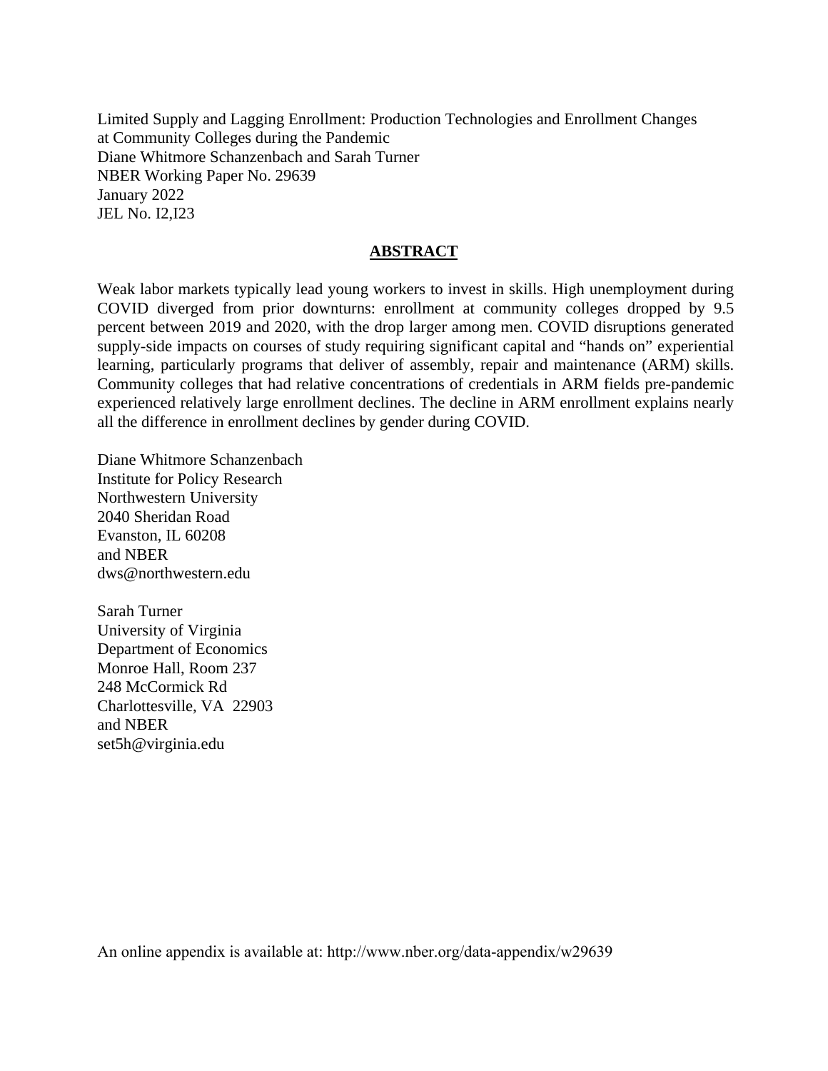Limited Supply and Lagging Enrollment: Production Technologies and Enrollment Changes at Community Colleges during the Pandemic
Diane Whitmore Schanzenbach and Sarah Turner
NBER Working Paper No. 29639
January 2022
JEL No. I2,I23

## ABSTRACT

Weak labor markets typically lead young workers to invest in skills. High unemployment during COVID diverged from prior downturns: enrollment at community colleges dropped by 9.5 percent between 2019 and 2020, with the drop larger among men. COVID disruptions generated supply-side impacts on courses of study requiring significant capital and "hands on" experiential learning, particularly programs that deliver of assembly, repair and maintenance (ARM) skills. Community colleges that had relative concentrations of credentials in ARM fields pre-pandemic experienced relatively large enrollment declines. The decline in ARM enrollment explains nearly all the difference in enrollment declines by gender during COVID.

Diane Whitmore Schanzenbach
Institute for Policy Research
Northwestern University
2040 Sheridan Road
Evanston, IL 60208
and NBER
dws@northwestern.edu

Sarah Turner
University of Virginia
Department of Economics
Monroe Hall, Room 237
248 McCormick Rd
Charlottesville, VA 22903
and NBER
set5h@virginia.edu

An online appendix is available at: http://www.nber.org/data-appendix/w29639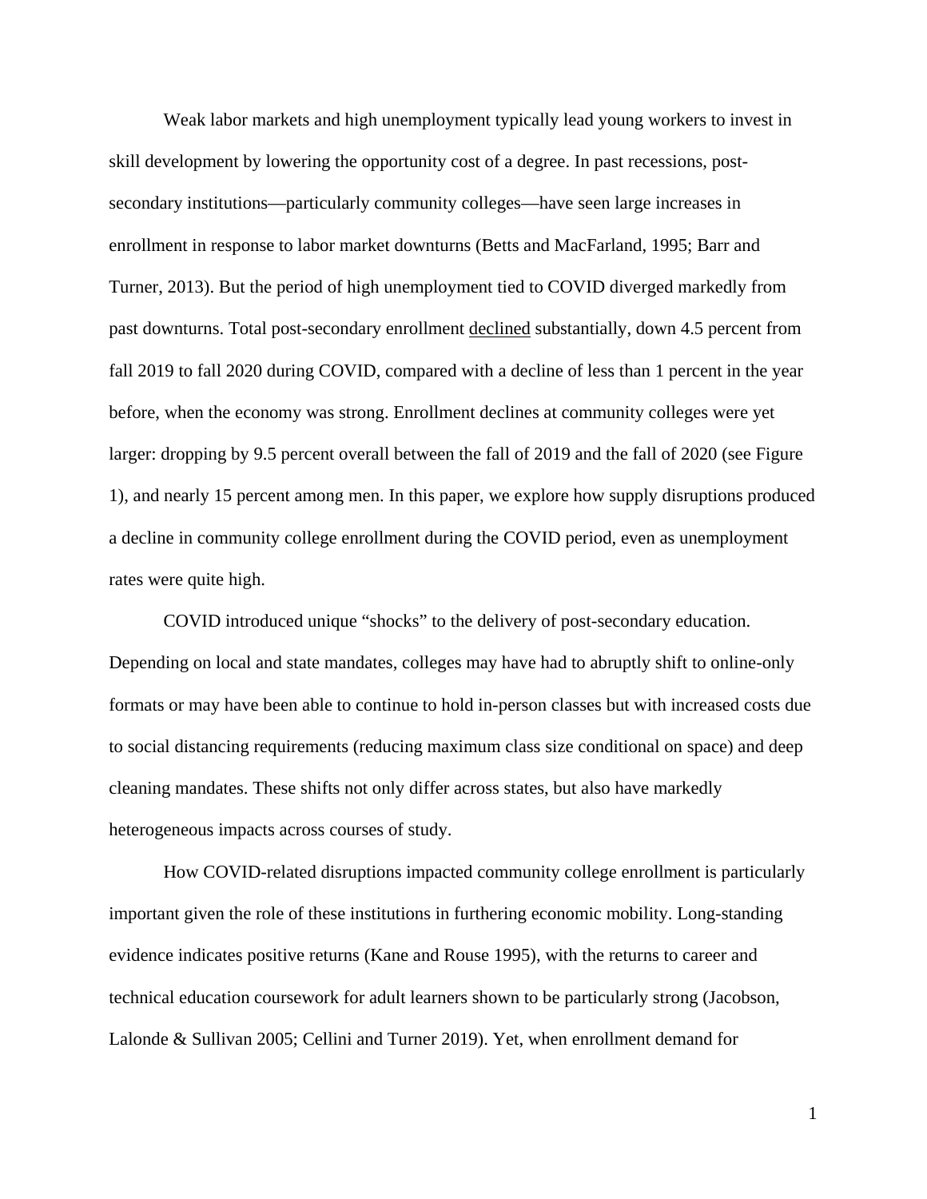Weak labor markets and high unemployment typically lead young workers to invest in skill development by lowering the opportunity cost of a degree. In past recessions, post-secondary institutions—particularly community colleges—have seen large increases in enrollment in response to labor market downturns (Betts and MacFarland, 1995; Barr and Turner, 2013). But the period of high unemployment tied to COVID diverged markedly from past downturns. Total post-secondary enrollment <u>declined</u> substantially, down 4.5 percent from fall 2019 to fall 2020 during COVID, compared with a decline of less than 1 percent in the year before, when the economy was strong. Enrollment declines at community colleges were yet larger: dropping by 9.5 percent overall between the fall of 2019 and the fall of 2020 (see Figure 1), and nearly 15 percent among men. In this paper, we explore how supply disruptions produced a decline in community college enrollment during the COVID period, even as unemployment rates were quite high.

COVID introduced unique "shocks" to the delivery of post-secondary education. Depending on local and state mandates, colleges may have had to abruptly shift to online-only formats or may have been able to continue to hold in-person classes but with increased costs due to social distancing requirements (reducing maximum class size conditional on space) and deep cleaning mandates. These shifts not only differ across states, but also have markedly heterogeneous impacts across courses of study.

How COVID-related disruptions impacted community college enrollment is particularly important given the role of these institutions in furthering economic mobility. Long-standing evidence indicates positive returns (Kane and Rouse 1995), with the returns to career and technical education coursework for adult learners shown to be particularly strong (Jacobson, Lalonde & Sullivan 2005; Cellini and Turner 2019). Yet, when enrollment demand for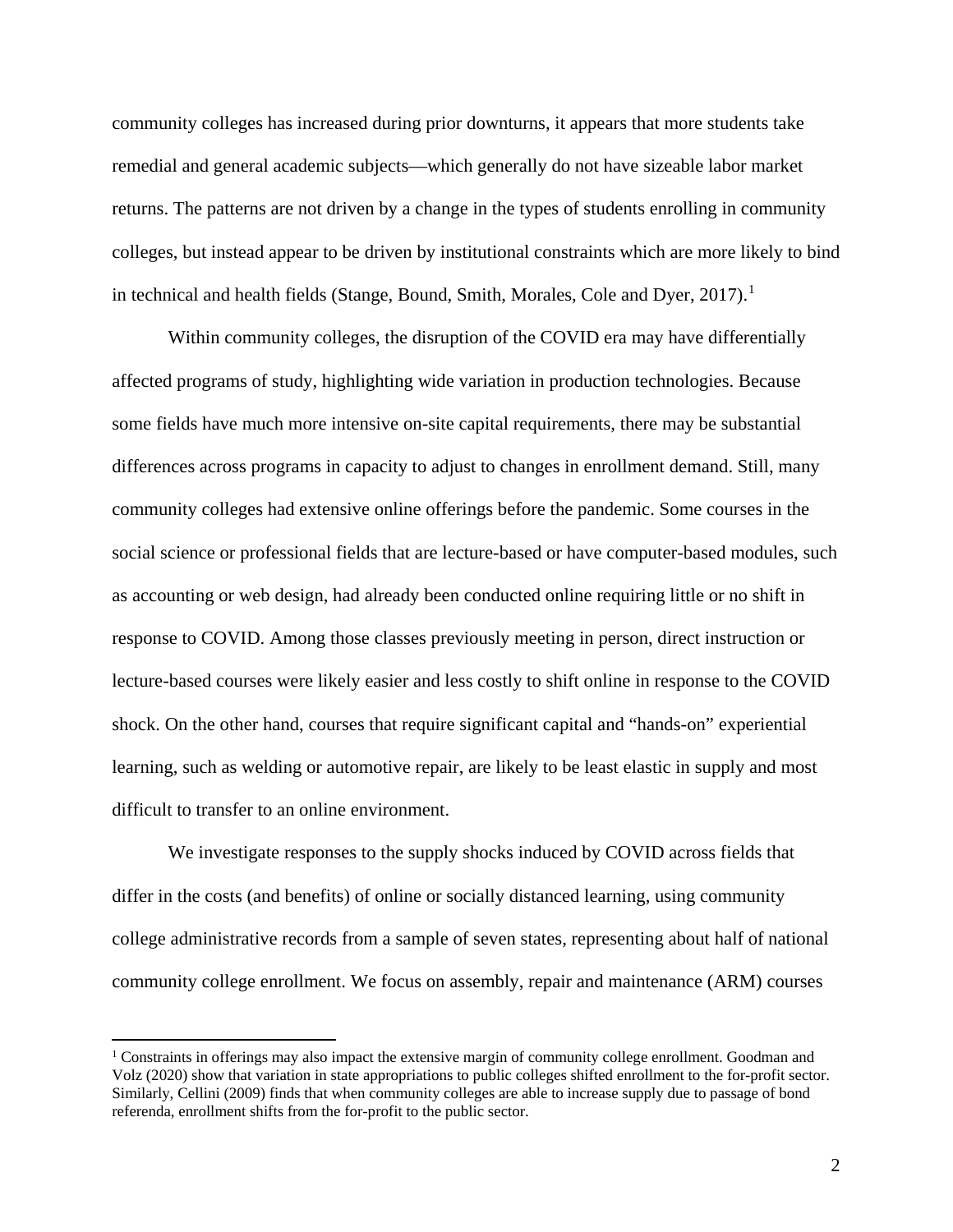community colleges has increased during prior downturns, it appears that more students take remedial and general academic subjects—which generally do not have sizeable labor market returns. The patterns are not driven by a change in the types of students enrolling in community colleges, but instead appear to be driven by institutional constraints which are more likely to bind in technical and health fields (Stange, Bound, Smith, Morales, Cole and Dyer, 2017).[1]

Within community colleges, the disruption of the COVID era may have differentially affected programs of study, highlighting wide variation in production technologies. Because some fields have much more intensive on-site capital requirements, there may be substantial differences across programs in capacity to adjust to changes in enrollment demand. Still, many community colleges had extensive online offerings before the pandemic. Some courses in the social science or professional fields that are lecture-based or have computer-based modules, such as accounting or web design, had already been conducted online requiring little or no shift in response to COVID. Among those classes previously meeting in person, direct instruction or lecture-based courses were likely easier and less costly to shift online in response to the COVID shock. On the other hand, courses that require significant capital and "hands-on" experiential learning, such as welding or automotive repair, are likely to be least elastic in supply and most difficult to transfer to an online environment.

We investigate responses to the supply shocks induced by COVID across fields that differ in the costs (and benefits) of online or socially distanced learning, using community college administrative records from a sample of seven states, representing about half of national community college enrollment. We focus on assembly, repair and maintenance (ARM) courses

[1] Constraints in offerings may also impact the extensive margin of community college enrollment. Goodman and Volz (2020) show that variation in state appropriations to public colleges shifted enrollment to the for-profit sector. Similarly, Cellini (2009) finds that when community colleges are able to increase supply due to passage of bond referenda, enrollment shifts from the for-profit to the public sector.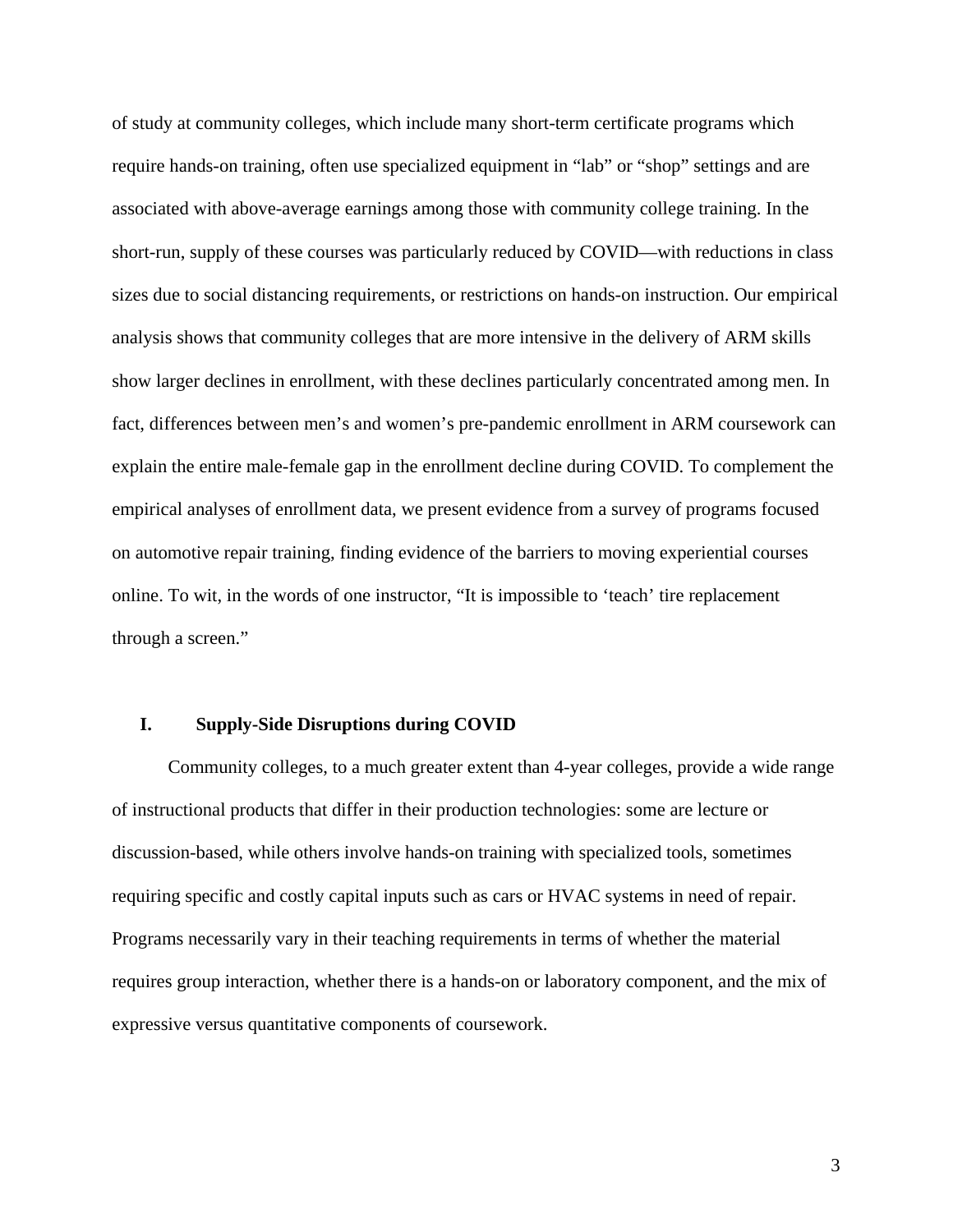of study at community colleges, which include many short-term certificate programs which require hands-on training, often use specialized equipment in "lab" or "shop" settings and are associated with above-average earnings among those with community college training. In the short-run, supply of these courses was particularly reduced by COVID—with reductions in class sizes due to social distancing requirements, or restrictions on hands-on instruction. Our empirical analysis shows that community colleges that are more intensive in the delivery of ARM skills show larger declines in enrollment, with these declines particularly concentrated among men. In fact, differences between men's and women's pre-pandemic enrollment in ARM coursework can explain the entire male-female gap in the enrollment decline during COVID. To complement the empirical analyses of enrollment data, we present evidence from a survey of programs focused on automotive repair training, finding evidence of the barriers to moving experiential courses online. To wit, in the words of one instructor, "It is impossible to 'teach' tire replacement through a screen."

## I. Supply-Side Disruptions during COVID

Community colleges, to a much greater extent than 4-year colleges, provide a wide range of instructional products that differ in their production technologies: some are lecture or discussion-based, while others involve hands-on training with specialized tools, sometimes requiring specific and costly capital inputs such as cars or HVAC systems in need of repair. Programs necessarily vary in their teaching requirements in terms of whether the material requires group interaction, whether there is a hands-on or laboratory component, and the mix of expressive versus quantitative components of coursework.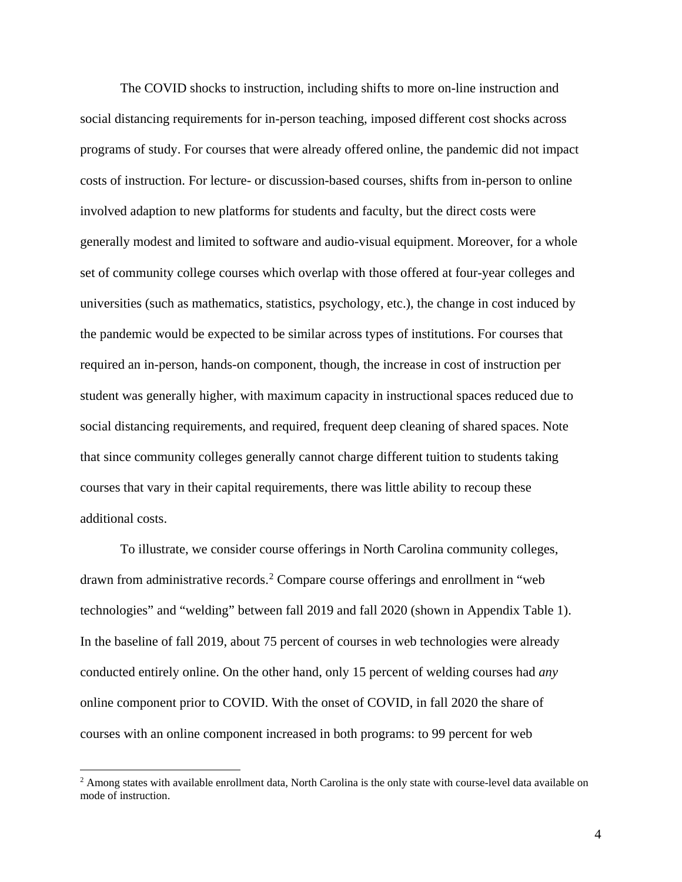The COVID shocks to instruction, including shifts to more on-line instruction and social distancing requirements for in-person teaching, imposed different cost shocks across programs of study. For courses that were already offered online, the pandemic did not impact costs of instruction. For lecture- or discussion-based courses, shifts from in-person to online involved adaption to new platforms for students and faculty, but the direct costs were generally modest and limited to software and audio-visual equipment. Moreover, for a whole set of community college courses which overlap with those offered at four-year colleges and universities (such as mathematics, statistics, psychology, etc.), the change in cost induced by the pandemic would be expected to be similar across types of institutions. For courses that required an in-person, hands-on component, though, the increase in cost of instruction per student was generally higher, with maximum capacity in instructional spaces reduced due to social distancing requirements, and required, frequent deep cleaning of shared spaces. Note that since community colleges generally cannot charge different tuition to students taking courses that vary in their capital requirements, there was little ability to recoup these additional costs.

To illustrate, we consider course offerings in North Carolina community colleges, drawn from administrative records.[2] Compare course offerings and enrollment in "web technologies" and "welding" between fall 2019 and fall 2020 (shown in Appendix Table 1). In the baseline of fall 2019, about 75 percent of courses in web technologies were already conducted entirely online. On the other hand, only 15 percent of welding courses had *any* online component prior to COVID. With the onset of COVID, in fall 2020 the share of courses with an online component increased in both programs: to 99 percent for web

[2] Among states with available enrollment data, North Carolina is the only state with course-level data available on mode of instruction.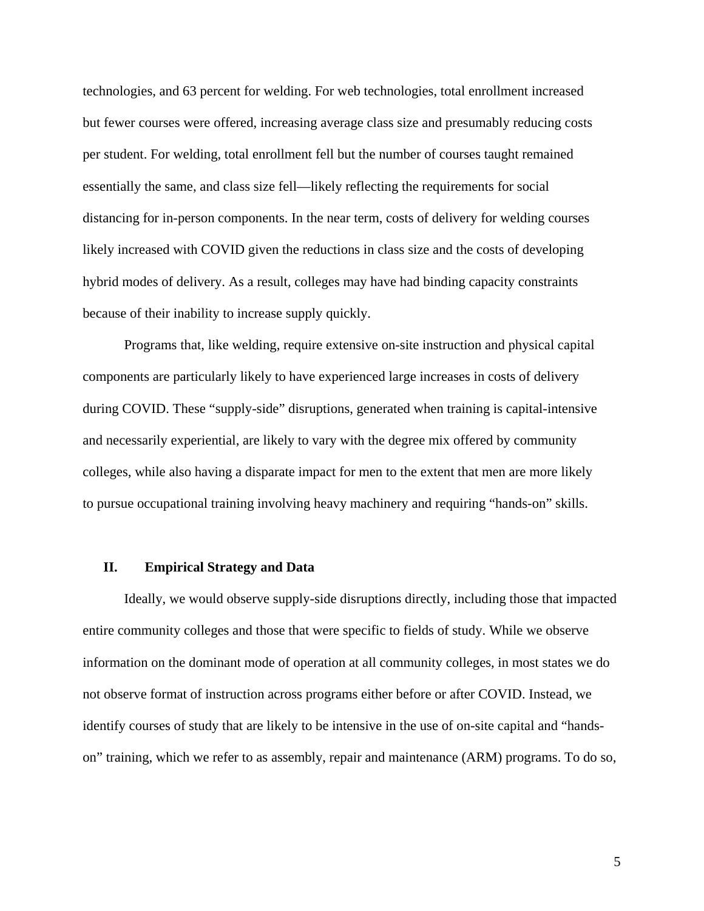technologies, and 63 percent for welding. For web technologies, total enrollment increased but fewer courses were offered, increasing average class size and presumably reducing costs per student. For welding, total enrollment fell but the number of courses taught remained essentially the same, and class size fell—likely reflecting the requirements for social distancing for in-person components. In the near term, costs of delivery for welding courses likely increased with COVID given the reductions in class size and the costs of developing hybrid modes of delivery. As a result, colleges may have had binding capacity constraints because of their inability to increase supply quickly.

Programs that, like welding, require extensive on-site instruction and physical capital components are particularly likely to have experienced large increases in costs of delivery during COVID. These "supply-side" disruptions, generated when training is capital-intensive and necessarily experiential, are likely to vary with the degree mix offered by community colleges, while also having a disparate impact for men to the extent that men are more likely to pursue occupational training involving heavy machinery and requiring "hands-on" skills.

## II. Empirical Strategy and Data

Ideally, we would observe supply-side disruptions directly, including those that impacted entire community colleges and those that were specific to fields of study. While we observe information on the dominant mode of operation at all community colleges, in most states we do not observe format of instruction across programs either before or after COVID. Instead, we identify courses of study that are likely to be intensive in the use of on-site capital and "hands-on" training, which we refer to as assembly, repair and maintenance (ARM) programs. To do so,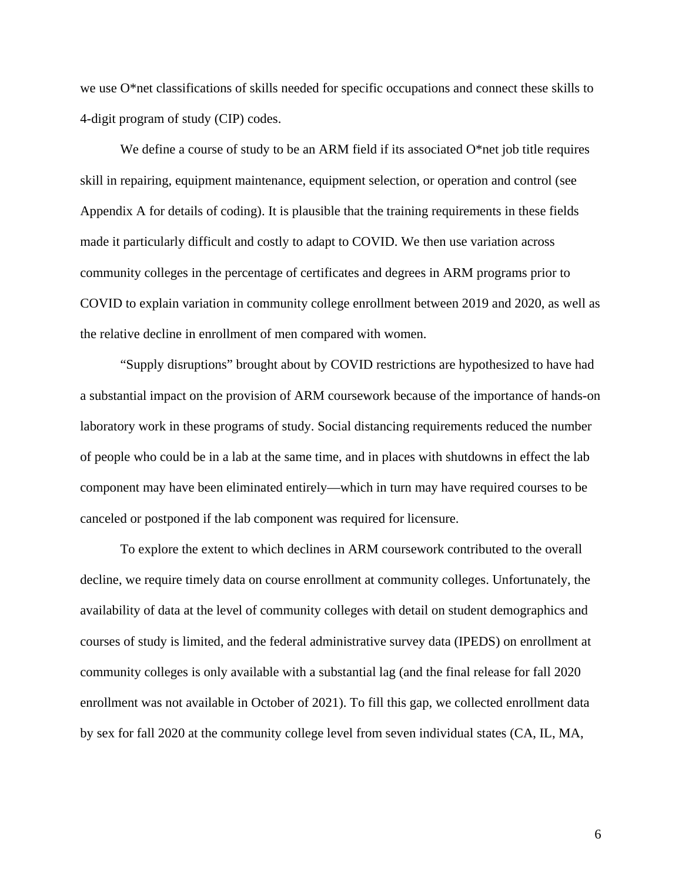we use O*net classifications of skills needed for specific occupations and connect these skills to 4-digit program of study (CIP) codes.

We define a course of study to be an ARM field if its associated O*net job title requires skill in repairing, equipment maintenance, equipment selection, or operation and control (see Appendix A for details of coding). It is plausible that the training requirements in these fields made it particularly difficult and costly to adapt to COVID. We then use variation across community colleges in the percentage of certificates and degrees in ARM programs prior to COVID to explain variation in community college enrollment between 2019 and 2020, as well as the relative decline in enrollment of men compared with women.

"Supply disruptions" brought about by COVID restrictions are hypothesized to have had a substantial impact on the provision of ARM coursework because of the importance of hands-on laboratory work in these programs of study. Social distancing requirements reduced the number of people who could be in a lab at the same time, and in places with shutdowns in effect the lab component may have been eliminated entirely—which in turn may have required courses to be canceled or postponed if the lab component was required for licensure.

To explore the extent to which declines in ARM coursework contributed to the overall decline, we require timely data on course enrollment at community colleges. Unfortunately, the availability of data at the level of community colleges with detail on student demographics and courses of study is limited, and the federal administrative survey data (IPEDS) on enrollment at community colleges is only available with a substantial lag (and the final release for fall 2020 enrollment was not available in October of 2021). To fill this gap, we collected enrollment data by sex for fall 2020 at the community college level from seven individual states (CA, IL, MA,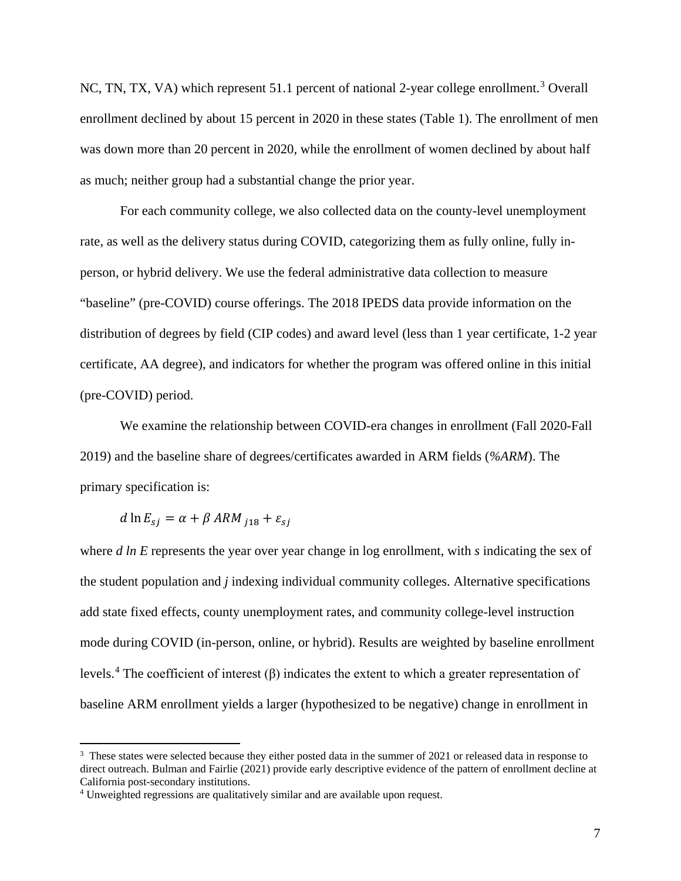NC, TN, TX, VA) which represent 51.1 percent of national 2-year college enrollment.[3] Overall enrollment declined by about 15 percent in 2020 in these states (Table 1). The enrollment of men was down more than 20 percent in 2020, while the enrollment of women declined by about half as much; neither group had a substantial change the prior year.

For each community college, we also collected data on the county-level unemployment rate, as well as the delivery status during COVID, categorizing them as fully online, fully in-person, or hybrid delivery. We use the federal administrative data collection to measure "baseline" (pre-COVID) course offerings. The 2018 IPEDS data provide information on the distribution of degrees by field (CIP codes) and award level (less than 1 year certificate, 1-2 year certificate, AA degree), and indicators for whether the program was offered online in this initial (pre-COVID) period.

We examine the relationship between COVID-era changes in enrollment (Fall 2020-Fall 2019) and the baseline share of degrees/certificates awarded in ARM fields (*%ARM*). The primary specification is:

$$d \ln E_{sj} = \alpha + \beta \, ARM_{j18} + \varepsilon_{sj}$$

where *d ln E* represents the year over year change in log enrollment, with *s* indicating the sex of the student population and *j* indexing individual community colleges. Alternative specifications add state fixed effects, county unemployment rates, and community college-level instruction mode during COVID (in-person, online, or hybrid). Results are weighted by baseline enrollment levels.[4] The coefficient of interest (β) indicates the extent to which a greater representation of baseline ARM enrollment yields a larger (hypothesized to be negative) change in enrollment in

---

[3] These states were selected because they either posted data in the summer of 2021 or released data in response to direct outreach. Bulman and Fairlie (2021) provide early descriptive evidence of the pattern of enrollment decline at California post-secondary institutions.

[4] Unweighted regressions are qualitatively similar and are available upon request.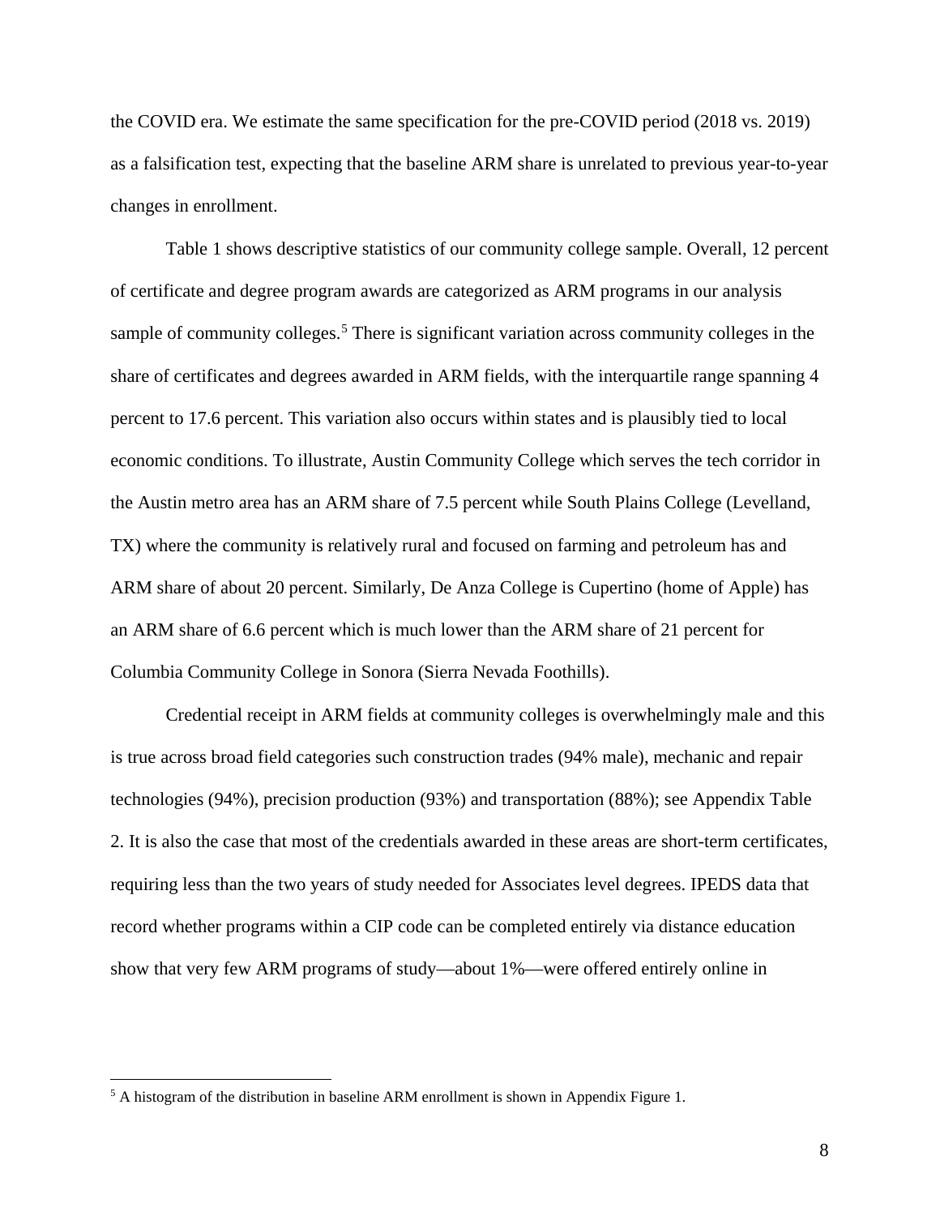the COVID era. We estimate the same specification for the pre-COVID period (2018 vs. 2019) as a falsification test, expecting that the baseline ARM share is unrelated to previous year-to-year changes in enrollment.

Table 1 shows descriptive statistics of our community college sample. Overall, 12 percent of certificate and degree program awards are categorized as ARM programs in our analysis sample of community colleges.[5] There is significant variation across community colleges in the share of certificates and degrees awarded in ARM fields, with the interquartile range spanning 4 percent to 17.6 percent. This variation also occurs within states and is plausibly tied to local economic conditions. To illustrate, Austin Community College which serves the tech corridor in the Austin metro area has an ARM share of 7.5 percent while South Plains College (Levelland, TX) where the community is relatively rural and focused on farming and petroleum has and ARM share of about 20 percent. Similarly, De Anza College is Cupertino (home of Apple) has an ARM share of 6.6 percent which is much lower than the ARM share of 21 percent for Columbia Community College in Sonora (Sierra Nevada Foothills).

Credential receipt in ARM fields at community colleges is overwhelmingly male and this is true across broad field categories such construction trades (94% male), mechanic and repair technologies (94%), precision production (93%) and transportation (88%); see Appendix Table 2. It is also the case that most of the credentials awarded in these areas are short-term certificates, requiring less than the two years of study needed for Associates level degrees. IPEDS data that record whether programs within a CIP code can be completed entirely via distance education show that very few ARM programs of study—about 1%—were offered entirely online in

[5] A histogram of the distribution in baseline ARM enrollment is shown in Appendix Figure 1.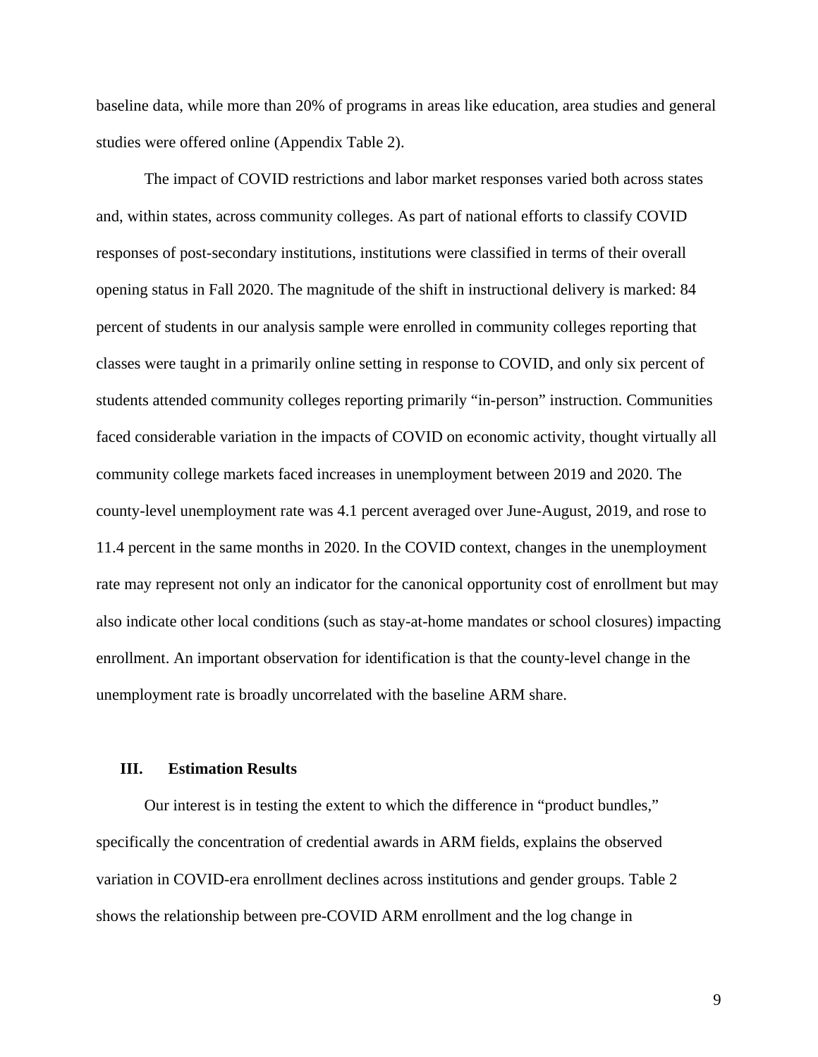baseline data, while more than 20% of programs in areas like education, area studies and general studies were offered online (Appendix Table 2).

The impact of COVID restrictions and labor market responses varied both across states and, within states, across community colleges. As part of national efforts to classify COVID responses of post-secondary institutions, institutions were classified in terms of their overall opening status in Fall 2020. The magnitude of the shift in instructional delivery is marked: 84 percent of students in our analysis sample were enrolled in community colleges reporting that classes were taught in a primarily online setting in response to COVID, and only six percent of students attended community colleges reporting primarily "in-person" instruction. Communities faced considerable variation in the impacts of COVID on economic activity, thought virtually all community college markets faced increases in unemployment between 2019 and 2020. The county-level unemployment rate was 4.1 percent averaged over June-August, 2019, and rose to 11.4 percent in the same months in 2020. In the COVID context, changes in the unemployment rate may represent not only an indicator for the canonical opportunity cost of enrollment but may also indicate other local conditions (such as stay-at-home mandates or school closures) impacting enrollment. An important observation for identification is that the county-level change in the unemployment rate is broadly uncorrelated with the baseline ARM share.

## III. Estimation Results

Our interest is in testing the extent to which the difference in "product bundles," specifically the concentration of credential awards in ARM fields, explains the observed variation in COVID-era enrollment declines across institutions and gender groups. Table 2 shows the relationship between pre-COVID ARM enrollment and the log change in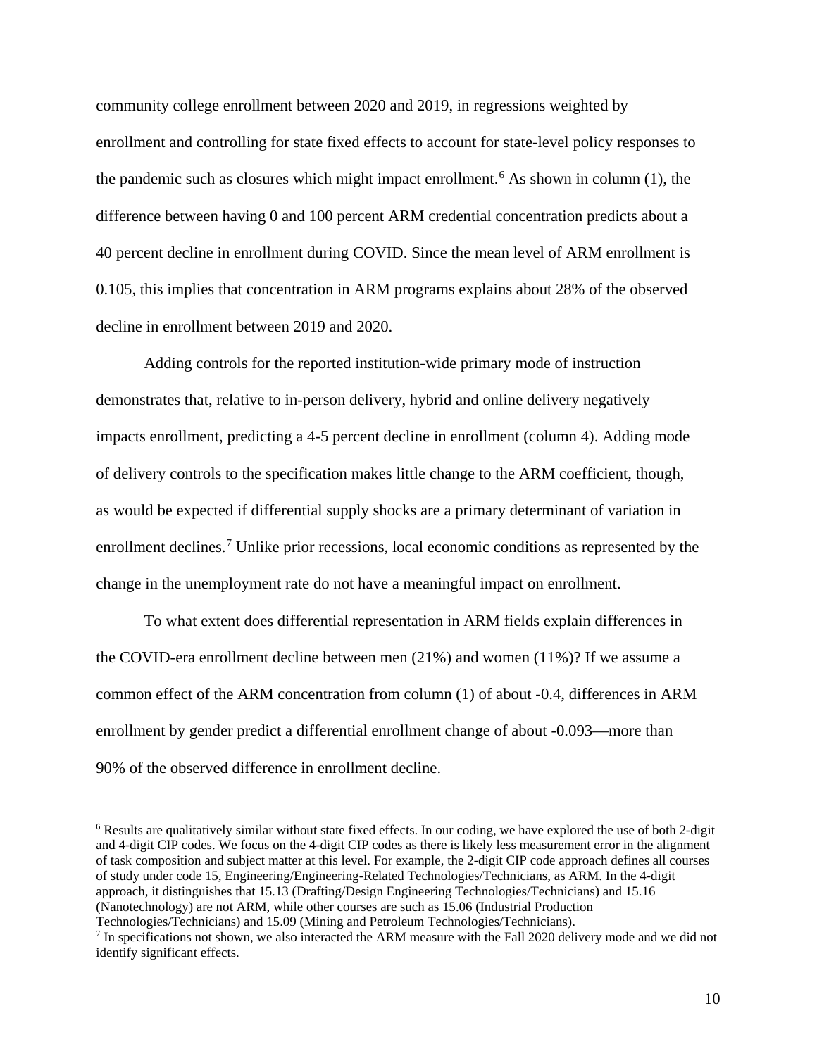community college enrollment between 2020 and 2019, in regressions weighted by enrollment and controlling for state fixed effects to account for state-level policy responses to the pandemic such as closures which might impact enrollment.[6] As shown in column (1), the difference between having 0 and 100 percent ARM credential concentration predicts about a 40 percent decline in enrollment during COVID. Since the mean level of ARM enrollment is 0.105, this implies that concentration in ARM programs explains about 28% of the observed decline in enrollment between 2019 and 2020.

Adding controls for the reported institution-wide primary mode of instruction demonstrates that, relative to in-person delivery, hybrid and online delivery negatively impacts enrollment, predicting a 4-5 percent decline in enrollment (column 4). Adding mode of delivery controls to the specification makes little change to the ARM coefficient, though, as would be expected if differential supply shocks are a primary determinant of variation in enrollment declines.[7] Unlike prior recessions, local economic conditions as represented by the change in the unemployment rate do not have a meaningful impact on enrollment.

To what extent does differential representation in ARM fields explain differences in the COVID-era enrollment decline between men (21%) and women (11%)? If we assume a common effect of the ARM concentration from column (1) of about -0.4, differences in ARM enrollment by gender predict a differential enrollment change of about -0.093—more than 90% of the observed difference in enrollment decline.

---

[6] Results are qualitatively similar without state fixed effects. In our coding, we have explored the use of both 2-digit and 4-digit CIP codes. We focus on the 4-digit CIP codes as there is likely less measurement error in the alignment of task composition and subject matter at this level. For example, the 2-digit CIP code approach defines all courses of study under code 15, Engineering/Engineering-Related Technologies/Technicians, as ARM. In the 4-digit approach, it distinguishes that 15.13 (Drafting/Design Engineering Technologies/Technicians) and 15.16 (Nanotechnology) are not ARM, while other courses are such as 15.06 (Industrial Production Technologies/Technicians) and 15.09 (Mining and Petroleum Technologies/Technicians).

[7] In specifications not shown, we also interacted the ARM measure with the Fall 2020 delivery mode and we did not identify significant effects.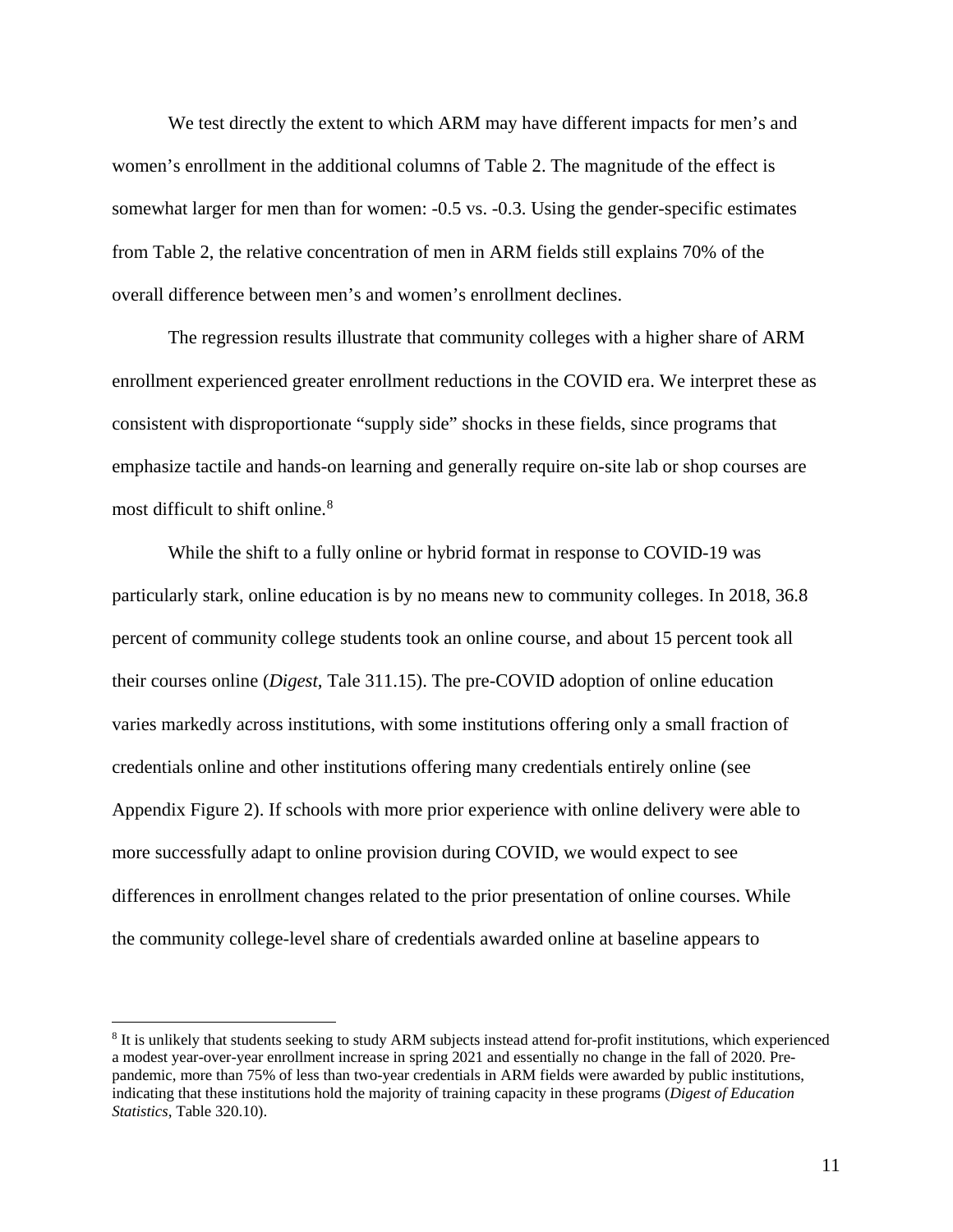We test directly the extent to which ARM may have different impacts for men's and women's enrollment in the additional columns of Table 2. The magnitude of the effect is somewhat larger for men than for women: -0.5 vs. -0.3. Using the gender-specific estimates from Table 2, the relative concentration of men in ARM fields still explains 70% of the overall difference between men's and women's enrollment declines.

The regression results illustrate that community colleges with a higher share of ARM enrollment experienced greater enrollment reductions in the COVID era. We interpret these as consistent with disproportionate "supply side" shocks in these fields, since programs that emphasize tactile and hands-on learning and generally require on-site lab or shop courses are most difficult to shift online.[8]

While the shift to a fully online or hybrid format in response to COVID-19 was particularly stark, online education is by no means new to community colleges. In 2018, 36.8 percent of community college students took an online course, and about 15 percent took all their courses online (*Digest*, Tale 311.15). The pre-COVID adoption of online education varies markedly across institutions, with some institutions offering only a small fraction of credentials online and other institutions offering many credentials entirely online (see Appendix Figure 2). If schools with more prior experience with online delivery were able to more successfully adapt to online provision during COVID, we would expect to see differences in enrollment changes related to the prior presentation of online courses. While the community college-level share of credentials awarded online at baseline appears to

[8] It is unlikely that students seeking to study ARM subjects instead attend for-profit institutions, which experienced a modest year-over-year enrollment increase in spring 2021 and essentially no change in the fall of 2020. Pre-pandemic, more than 75% of less than two-year credentials in ARM fields were awarded by public institutions, indicating that these institutions hold the majority of training capacity in these programs (*Digest of Education Statistics*, Table 320.10).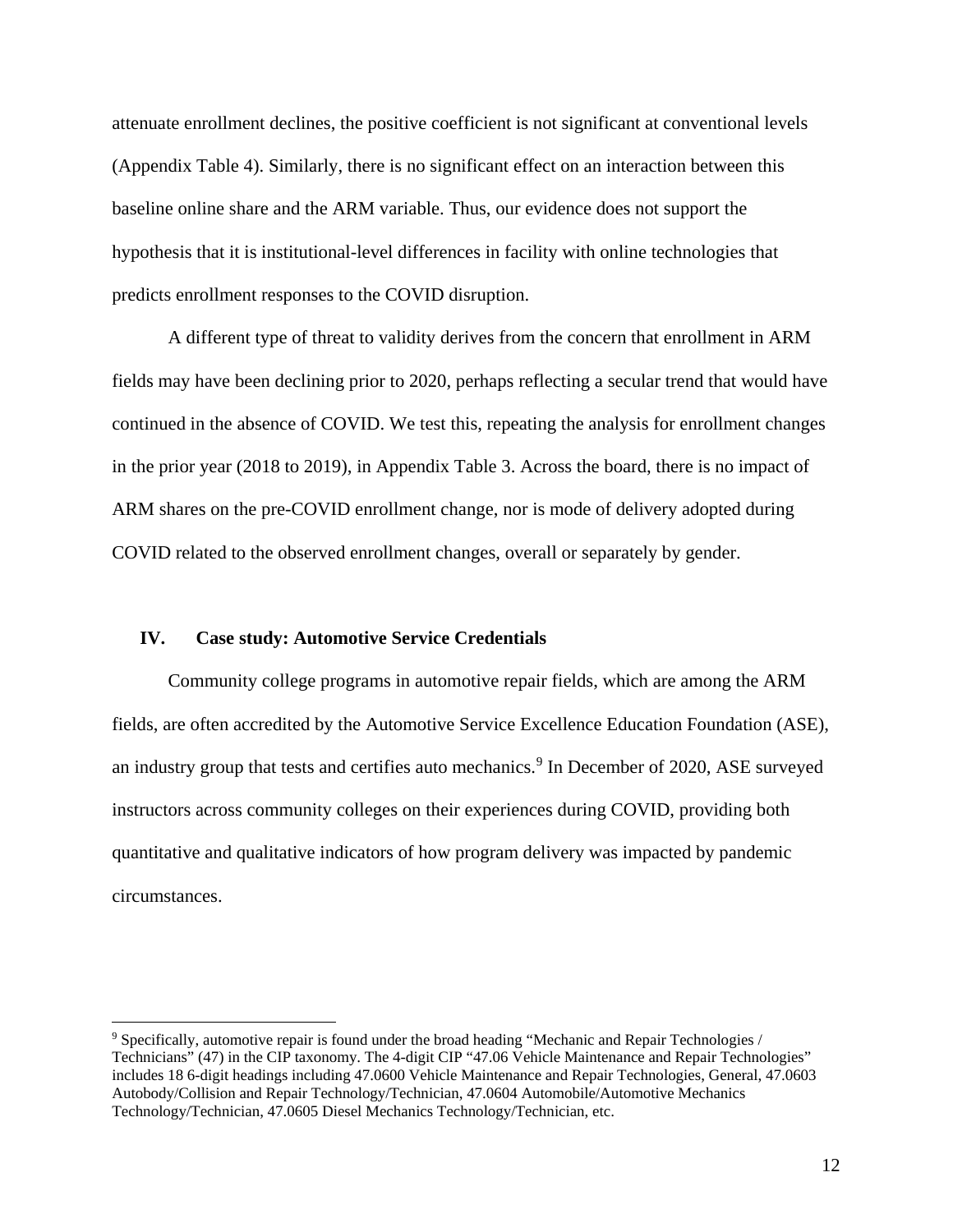attenuate enrollment declines, the positive coefficient is not significant at conventional levels (Appendix Table 4). Similarly, there is no significant effect on an interaction between this baseline online share and the ARM variable. Thus, our evidence does not support the hypothesis that it is institutional-level differences in facility with online technologies that predicts enrollment responses to the COVID disruption.

A different type of threat to validity derives from the concern that enrollment in ARM fields may have been declining prior to 2020, perhaps reflecting a secular trend that would have continued in the absence of COVID. We test this, repeating the analysis for enrollment changes in the prior year (2018 to 2019), in Appendix Table 3. Across the board, there is no impact of ARM shares on the pre-COVID enrollment change, nor is mode of delivery adopted during COVID related to the observed enrollment changes, overall or separately by gender.

## IV. Case study: Automotive Service Credentials

Community college programs in automotive repair fields, which are among the ARM fields, are often accredited by the Automotive Service Excellence Education Foundation (ASE), an industry group that tests and certifies auto mechanics.[9] In December of 2020, ASE surveyed instructors across community colleges on their experiences during COVID, providing both quantitative and qualitative indicators of how program delivery was impacted by pandemic circumstances.

---

[9] Specifically, automotive repair is found under the broad heading "Mechanic and Repair Technologies / Technicians" (47) in the CIP taxonomy. The 4-digit CIP "47.06 Vehicle Maintenance and Repair Technologies" includes 18 6-digit headings including 47.0600 Vehicle Maintenance and Repair Technologies, General, 47.0603 Autobody/Collision and Repair Technology/Technician, 47.0604 Automobile/Automotive Mechanics Technology/Technician, 47.0605 Diesel Mechanics Technology/Technician, etc.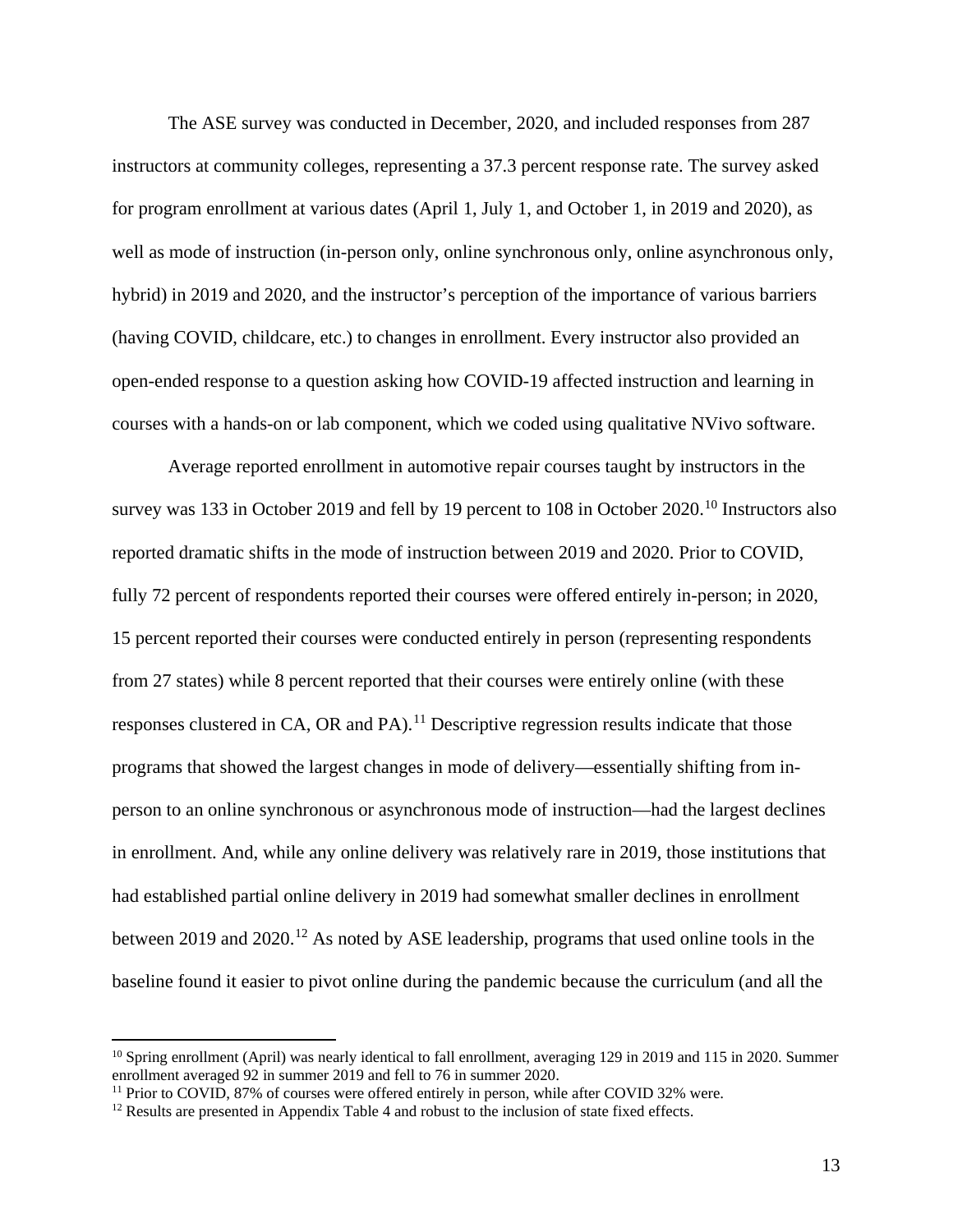The ASE survey was conducted in December, 2020, and included responses from 287 instructors at community colleges, representing a 37.3 percent response rate. The survey asked for program enrollment at various dates (April 1, July 1, and October 1, in 2019 and 2020), as well as mode of instruction (in-person only, online synchronous only, online asynchronous only, hybrid) in 2019 and 2020, and the instructor's perception of the importance of various barriers (having COVID, childcare, etc.) to changes in enrollment. Every instructor also provided an open-ended response to a question asking how COVID-19 affected instruction and learning in courses with a hands-on or lab component, which we coded using qualitative NVivo software.

Average reported enrollment in automotive repair courses taught by instructors in the survey was 133 in October 2019 and fell by 19 percent to 108 in October 2020.[10] Instructors also reported dramatic shifts in the mode of instruction between 2019 and 2020. Prior to COVID, fully 72 percent of respondents reported their courses were offered entirely in-person; in 2020, 15 percent reported their courses were conducted entirely in person (representing respondents from 27 states) while 8 percent reported that their courses were entirely online (with these responses clustered in CA, OR and PA).[11] Descriptive regression results indicate that those programs that showed the largest changes in mode of delivery—essentially shifting from in-person to an online synchronous or asynchronous mode of instruction—had the largest declines in enrollment. And, while any online delivery was relatively rare in 2019, those institutions that had established partial online delivery in 2019 had somewhat smaller declines in enrollment between 2019 and 2020.[12] As noted by ASE leadership, programs that used online tools in the baseline found it easier to pivot online during the pandemic because the curriculum (and all the

---

[10] Spring enrollment (April) was nearly identical to fall enrollment, averaging 129 in 2019 and 115 in 2020. Summer enrollment averaged 92 in summer 2019 and fell to 76 in summer 2020.

[11] Prior to COVID, 87% of courses were offered entirely in person, while after COVID 32% were.

[12] Results are presented in Appendix Table 4 and robust to the inclusion of state fixed effects.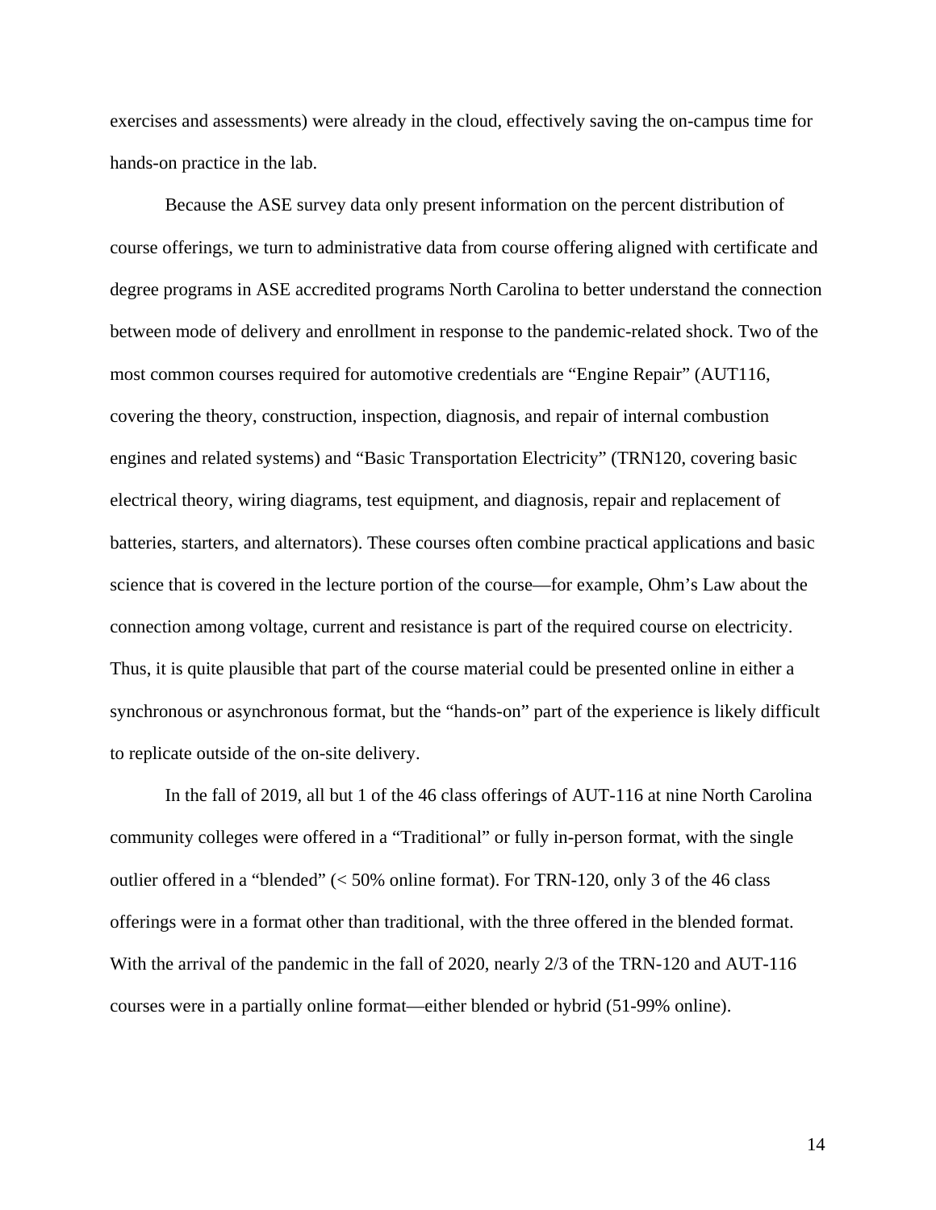exercises and assessments) were already in the cloud, effectively saving the on-campus time for hands-on practice in the lab.

Because the ASE survey data only present information on the percent distribution of course offerings, we turn to administrative data from course offering aligned with certificate and degree programs in ASE accredited programs North Carolina to better understand the connection between mode of delivery and enrollment in response to the pandemic-related shock. Two of the most common courses required for automotive credentials are "Engine Repair" (AUT116, covering the theory, construction, inspection, diagnosis, and repair of internal combustion engines and related systems) and "Basic Transportation Electricity" (TRN120, covering basic electrical theory, wiring diagrams, test equipment, and diagnosis, repair and replacement of batteries, starters, and alternators). These courses often combine practical applications and basic science that is covered in the lecture portion of the course—for example, Ohm's Law about the connection among voltage, current and resistance is part of the required course on electricity. Thus, it is quite plausible that part of the course material could be presented online in either a synchronous or asynchronous format, but the "hands-on" part of the experience is likely difficult to replicate outside of the on-site delivery.

In the fall of 2019, all but 1 of the 46 class offerings of AUT-116 at nine North Carolina community colleges were offered in a "Traditional" or fully in-person format, with the single outlier offered in a "blended" (< 50% online format). For TRN-120, only 3 of the 46 class offerings were in a format other than traditional, with the three offered in the blended format. With the arrival of the pandemic in the fall of 2020, nearly 2/3 of the TRN-120 and AUT-116 courses were in a partially online format—either blended or hybrid (51-99% online).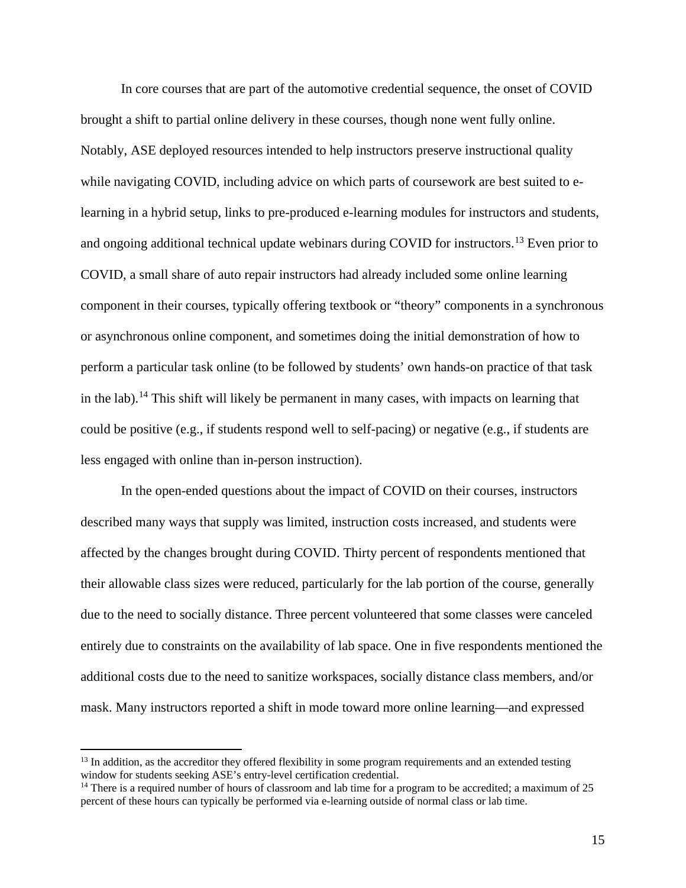In core courses that are part of the automotive credential sequence, the onset of COVID brought a shift to partial online delivery in these courses, though none went fully online. Notably, ASE deployed resources intended to help instructors preserve instructional quality while navigating COVID, including advice on which parts of coursework are best suited to e-learning in a hybrid setup, links to pre-produced e-learning modules for instructors and students, and ongoing additional technical update webinars during COVID for instructors.[13] Even prior to COVID, a small share of auto repair instructors had already included some online learning component in their courses, typically offering textbook or "theory" components in a synchronous or asynchronous online component, and sometimes doing the initial demonstration of how to perform a particular task online (to be followed by students' own hands-on practice of that task in the lab).[14] This shift will likely be permanent in many cases, with impacts on learning that could be positive (e.g., if students respond well to self-pacing) or negative (e.g., if students are less engaged with online than in-person instruction).

In the open-ended questions about the impact of COVID on their courses, instructors described many ways that supply was limited, instruction costs increased, and students were affected by the changes brought during COVID. Thirty percent of respondents mentioned that their allowable class sizes were reduced, particularly for the lab portion of the course, generally due to the need to socially distance. Three percent volunteered that some classes were canceled entirely due to constraints on the availability of lab space. One in five respondents mentioned the additional costs due to the need to sanitize workspaces, socially distance class members, and/or mask. Many instructors reported a shift in mode toward more online learning—and expressed

[13] In addition, as the accreditor they offered flexibility in some program requirements and an extended testing window for students seeking ASE's entry-level certification credential.

[14] There is a required number of hours of classroom and lab time for a program to be accredited; a maximum of 25 percent of these hours can typically be performed via e-learning outside of normal class or lab time.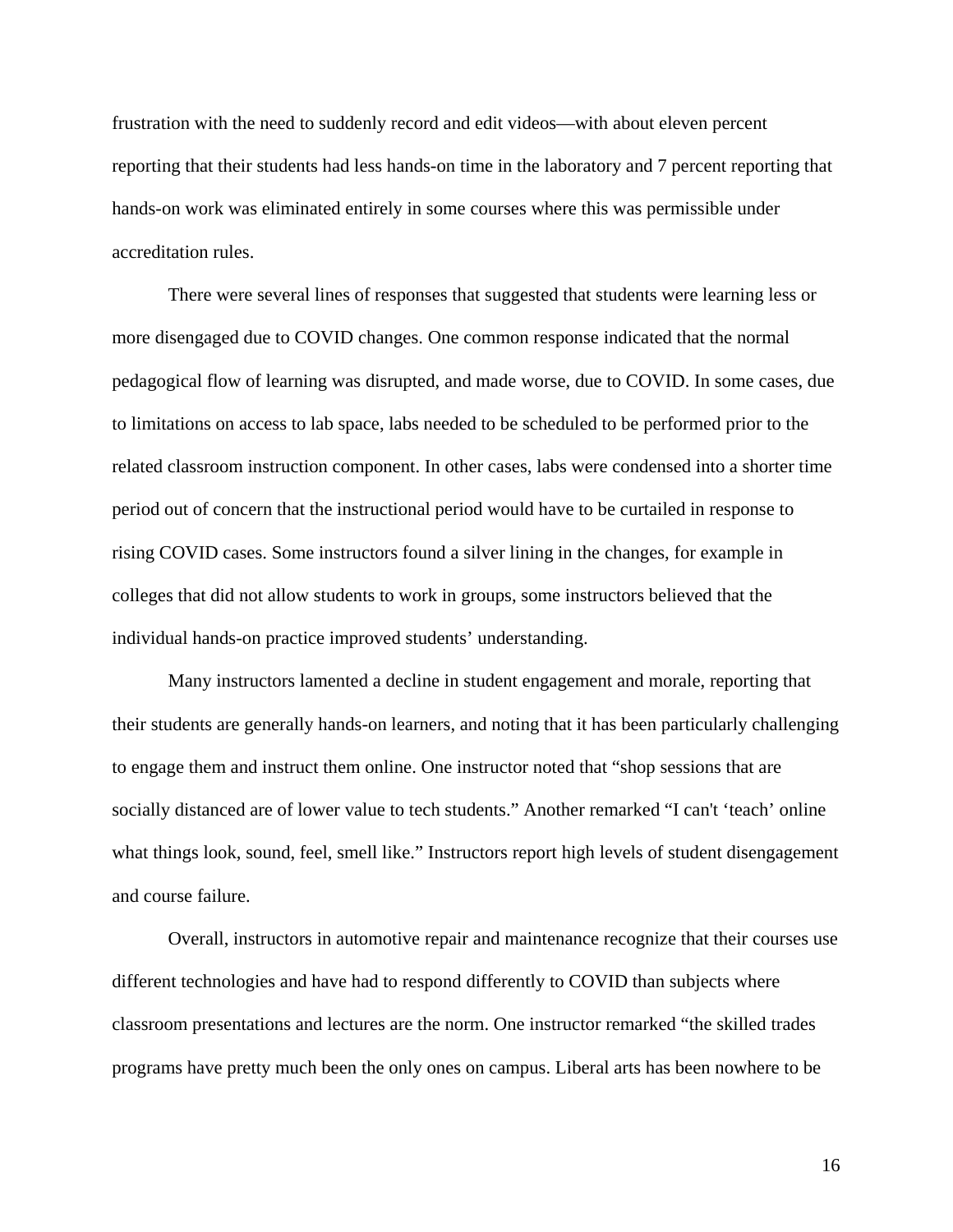frustration with the need to suddenly record and edit videos—with about eleven percent reporting that their students had less hands-on time in the laboratory and 7 percent reporting that hands-on work was eliminated entirely in some courses where this was permissible under accreditation rules.

There were several lines of responses that suggested that students were learning less or more disengaged due to COVID changes. One common response indicated that the normal pedagogical flow of learning was disrupted, and made worse, due to COVID. In some cases, due to limitations on access to lab space, labs needed to be scheduled to be performed prior to the related classroom instruction component. In other cases, labs were condensed into a shorter time period out of concern that the instructional period would have to be curtailed in response to rising COVID cases. Some instructors found a silver lining in the changes, for example in colleges that did not allow students to work in groups, some instructors believed that the individual hands-on practice improved students' understanding.

Many instructors lamented a decline in student engagement and morale, reporting that their students are generally hands-on learners, and noting that it has been particularly challenging to engage them and instruct them online. One instructor noted that "shop sessions that are socially distanced are of lower value to tech students." Another remarked "I can't 'teach' online what things look, sound, feel, smell like." Instructors report high levels of student disengagement and course failure.

Overall, instructors in automotive repair and maintenance recognize that their courses use different technologies and have had to respond differently to COVID than subjects where classroom presentations and lectures are the norm. One instructor remarked "the skilled trades programs have pretty much been the only ones on campus. Liberal arts has been nowhere to be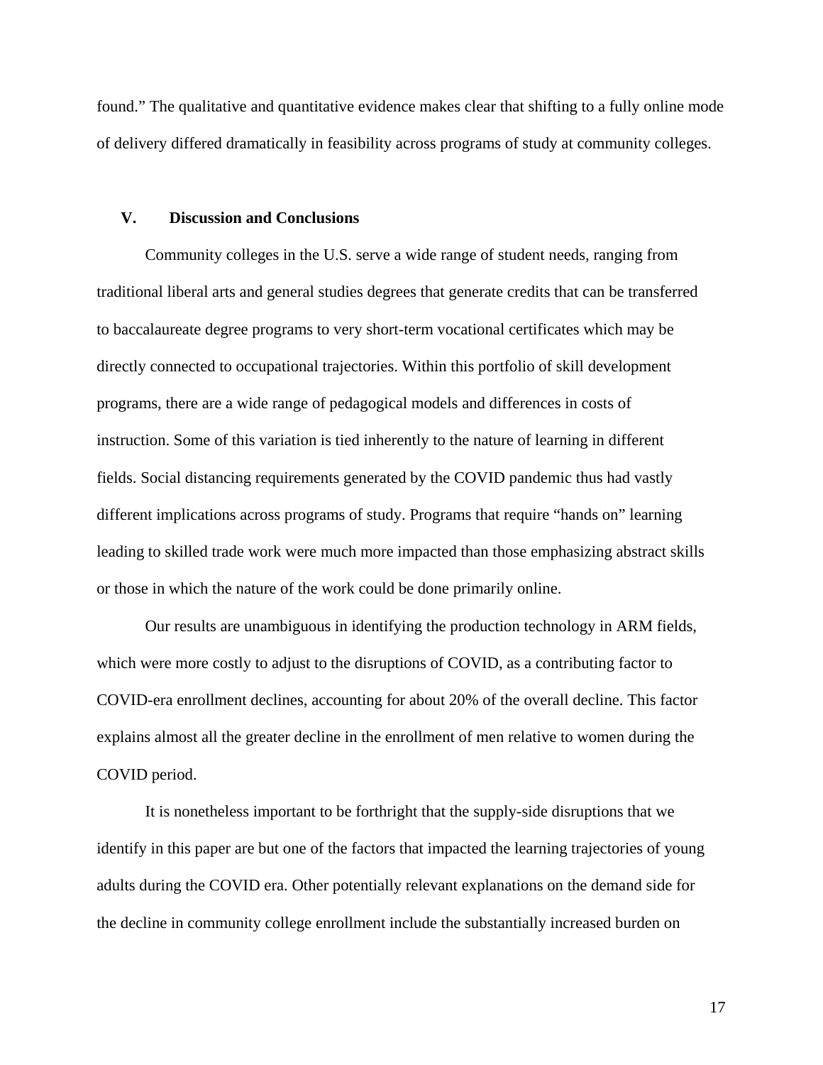found." The qualitative and quantitative evidence makes clear that shifting to a fully online mode of delivery differed dramatically in feasibility across programs of study at community colleges.

## V. Discussion and Conclusions

Community colleges in the U.S. serve a wide range of student needs, ranging from traditional liberal arts and general studies degrees that generate credits that can be transferred to baccalaureate degree programs to very short-term vocational certificates which may be directly connected to occupational trajectories. Within this portfolio of skill development programs, there are a wide range of pedagogical models and differences in costs of instruction. Some of this variation is tied inherently to the nature of learning in different fields. Social distancing requirements generated by the COVID pandemic thus had vastly different implications across programs of study. Programs that require "hands on" learning leading to skilled trade work were much more impacted than those emphasizing abstract skills or those in which the nature of the work could be done primarily online.

Our results are unambiguous in identifying the production technology in ARM fields, which were more costly to adjust to the disruptions of COVID, as a contributing factor to COVID-era enrollment declines, accounting for about 20% of the overall decline. This factor explains almost all the greater decline in the enrollment of men relative to women during the COVID period.

It is nonetheless important to be forthright that the supply-side disruptions that we identify in this paper are but one of the factors that impacted the learning trajectories of young adults during the COVID era. Other potentially relevant explanations on the demand side for the decline in community college enrollment include the substantially increased burden on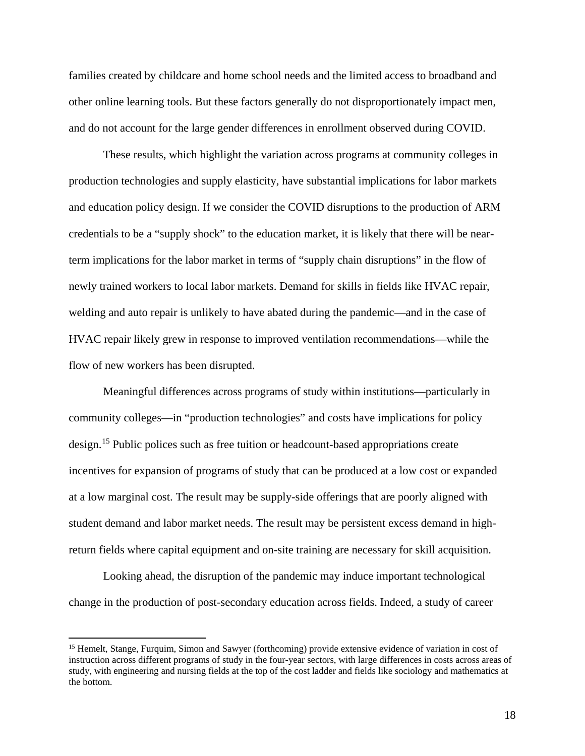families created by childcare and home school needs and the limited access to broadband and other online learning tools. But these factors generally do not disproportionately impact men, and do not account for the large gender differences in enrollment observed during COVID.

These results, which highlight the variation across programs at community colleges in production technologies and supply elasticity, have substantial implications for labor markets and education policy design. If we consider the COVID disruptions to the production of ARM credentials to be a "supply shock" to the education market, it is likely that there will be near-term implications for the labor market in terms of "supply chain disruptions" in the flow of newly trained workers to local labor markets. Demand for skills in fields like HVAC repair, welding and auto repair is unlikely to have abated during the pandemic—and in the case of HVAC repair likely grew in response to improved ventilation recommendations—while the flow of new workers has been disrupted.

Meaningful differences across programs of study within institutions—particularly in community colleges—in "production technologies" and costs have implications for policy design.[15] Public polices such as free tuition or headcount-based appropriations create incentives for expansion of programs of study that can be produced at a low cost or expanded at a low marginal cost. The result may be supply-side offerings that are poorly aligned with student demand and labor market needs. The result may be persistent excess demand in high-return fields where capital equipment and on-site training are necessary for skill acquisition.

Looking ahead, the disruption of the pandemic may induce important technological change in the production of post-secondary education across fields. Indeed, a study of career

[15] Hemelt, Stange, Furquim, Simon and Sawyer (forthcoming) provide extensive evidence of variation in cost of instruction across different programs of study in the four-year sectors, with large differences in costs across areas of study, with engineering and nursing fields at the top of the cost ladder and fields like sociology and mathematics at the bottom.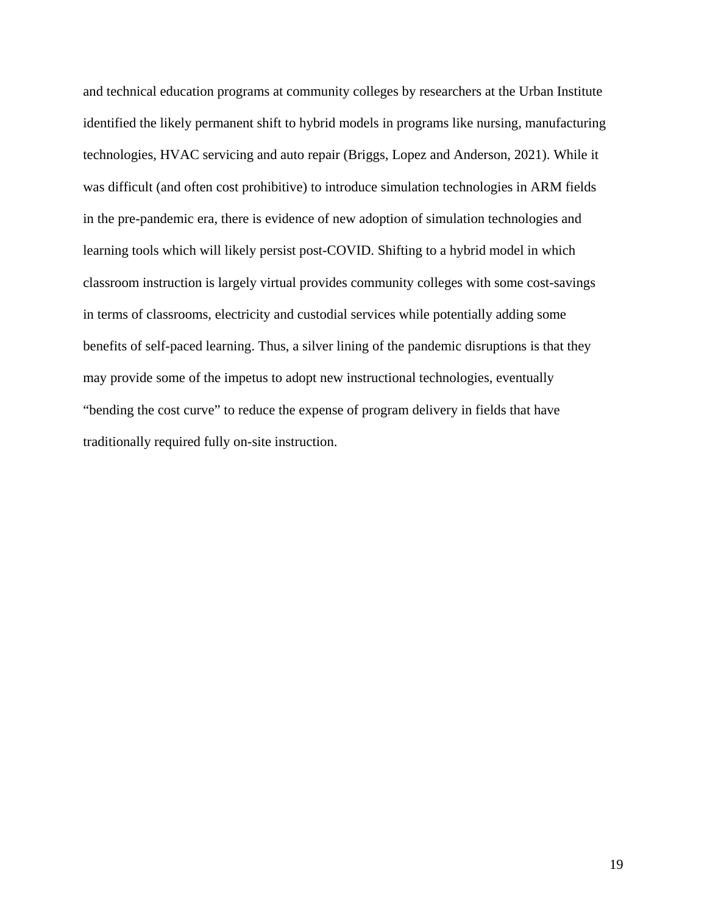and technical education programs at community colleges by researchers at the Urban Institute identified the likely permanent shift to hybrid models in programs like nursing, manufacturing technologies, HVAC servicing and auto repair (Briggs, Lopez and Anderson, 2021). While it was difficult (and often cost prohibitive) to introduce simulation technologies in ARM fields in the pre-pandemic era, there is evidence of new adoption of simulation technologies and learning tools which will likely persist post-COVID. Shifting to a hybrid model in which classroom instruction is largely virtual provides community colleges with some cost-savings in terms of classrooms, electricity and custodial services while potentially adding some benefits of self-paced learning. Thus, a silver lining of the pandemic disruptions is that they may provide some of the impetus to adopt new instructional technologies, eventually "bending the cost curve" to reduce the expense of program delivery in fields that have traditionally required fully on-site instruction.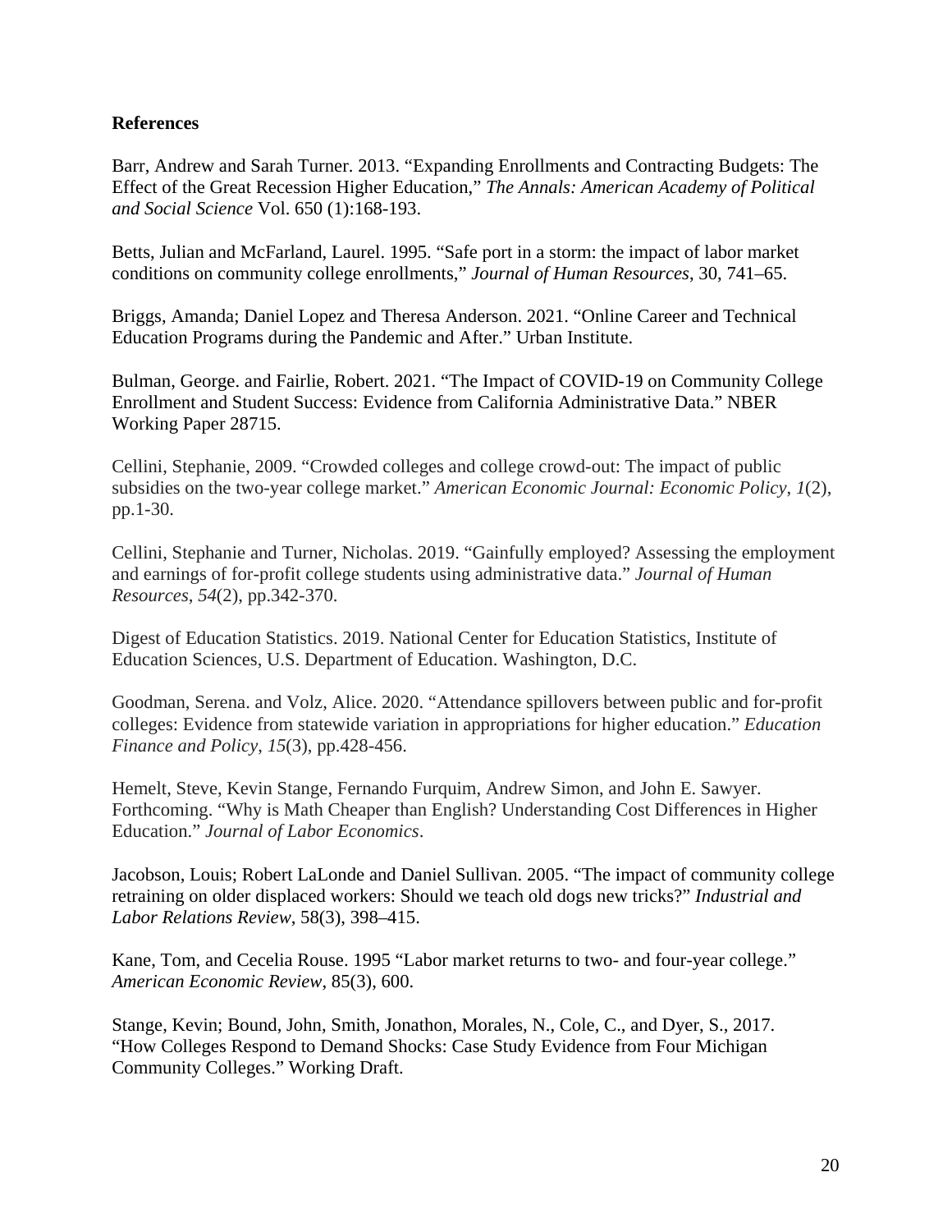**References**

Barr, Andrew and Sarah Turner. 2013. "Expanding Enrollments and Contracting Budgets: The Effect of the Great Recession Higher Education," *The Annals: American Academy of Political and Social Science* Vol. 650 (1):168-193.

Betts, Julian and McFarland, Laurel. 1995. "Safe port in a storm: the impact of labor market conditions on community college enrollments," *Journal of Human Resources*, 30, 741–65.

Briggs, Amanda; Daniel Lopez and Theresa Anderson. 2021. "Online Career and Technical Education Programs during the Pandemic and After." Urban Institute.

Bulman, George. and Fairlie, Robert. 2021. "The Impact of COVID-19 on Community College Enrollment and Student Success: Evidence from California Administrative Data." NBER Working Paper 28715.

Cellini, Stephanie, 2009. "Crowded colleges and college crowd-out: The impact of public subsidies on the two-year college market." *American Economic Journal: Economic Policy*, *1*(2), pp.1-30.

Cellini, Stephanie and Turner, Nicholas. 2019. "Gainfully employed? Assessing the employment and earnings of for-profit college students using administrative data." *Journal of Human Resources*, *54*(2), pp.342-370.

Digest of Education Statistics. 2019. National Center for Education Statistics, Institute of Education Sciences, U.S. Department of Education. Washington, D.C.

Goodman, Serena. and Volz, Alice. 2020. "Attendance spillovers between public and for-profit colleges: Evidence from statewide variation in appropriations for higher education." *Education Finance and Policy*, *15*(3), pp.428-456.

Hemelt, Steve, Kevin Stange, Fernando Furquim, Andrew Simon, and John E. Sawyer. Forthcoming. "Why is Math Cheaper than English? Understanding Cost Differences in Higher Education." *Journal of Labor Economics*.

Jacobson, Louis; Robert LaLonde and Daniel Sullivan. 2005. "The impact of community college retraining on older displaced workers: Should we teach old dogs new tricks?" *Industrial and Labor Relations Review*, 58(3), 398–415.

Kane, Tom, and Cecelia Rouse. 1995 "Labor market returns to two- and four-year college." *American Economic Review*, 85(3), 600.

Stange, Kevin; Bound, John, Smith, Jonathon, Morales, N., Cole, C., and Dyer, S., 2017. "How Colleges Respond to Demand Shocks: Case Study Evidence from Four Michigan Community Colleges." Working Draft.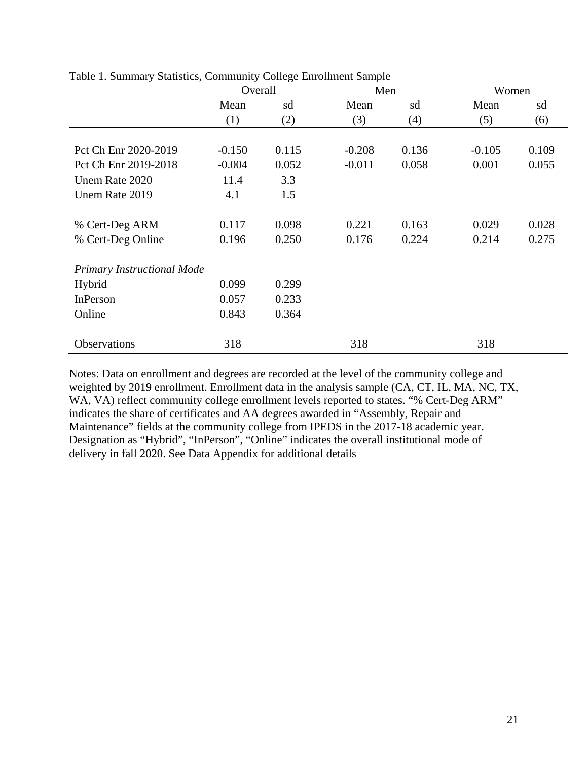Table 1. Summary Statistics, Community College Enrollment Sample

| | Overall | | Men | | Women | |
|---|---|---|---|---|---|---|
| | Mean | sd | Mean | sd | Mean | sd |
| | (1) | (2) | (3) | (4) | (5) | (6) |
| Pct Ch Enr 2020-2019 | -0.150 | 0.115 | -0.208 | 0.136 | -0.105 | 0.109 |
| Pct Ch Enr 2019-2018 | -0.004 | 0.052 | -0.011 | 0.058 | 0.001 | 0.055 |
| Unem Rate 2020 | 11.4 | 3.3 | | | | |
| Unem Rate 2019 | 4.1 | 1.5 | | | | |
| % Cert-Deg ARM | 0.117 | 0.098 | 0.221 | 0.163 | 0.029 | 0.028 |
| % Cert-Deg Online | 0.196 | 0.250 | 0.176 | 0.224 | 0.214 | 0.275 |
| *Primary Instructional Mode* | | | | | | |
| Hybrid | 0.099 | 0.299 | | | | |
| InPerson | 0.057 | 0.233 | | | | |
| Online | 0.843 | 0.364 | | | | |
| Observations | 318 | | 318 | | 318 | |

Notes: Data on enrollment and degrees are recorded at the level of the community college and weighted by 2019 enrollment. Enrollment data in the analysis sample (CA, CT, IL, MA, NC, TX, WA, VA) reflect community college enrollment levels reported to states. "% Cert-Deg ARM" indicates the share of certificates and AA degrees awarded in "Assembly, Repair and Maintenance" fields at the community college from IPEDS in the 2017-18 academic year. Designation as "Hybrid", "InPerson", "Online" indicates the overall institutional mode of delivery in fall 2020. See Data Appendix for additional details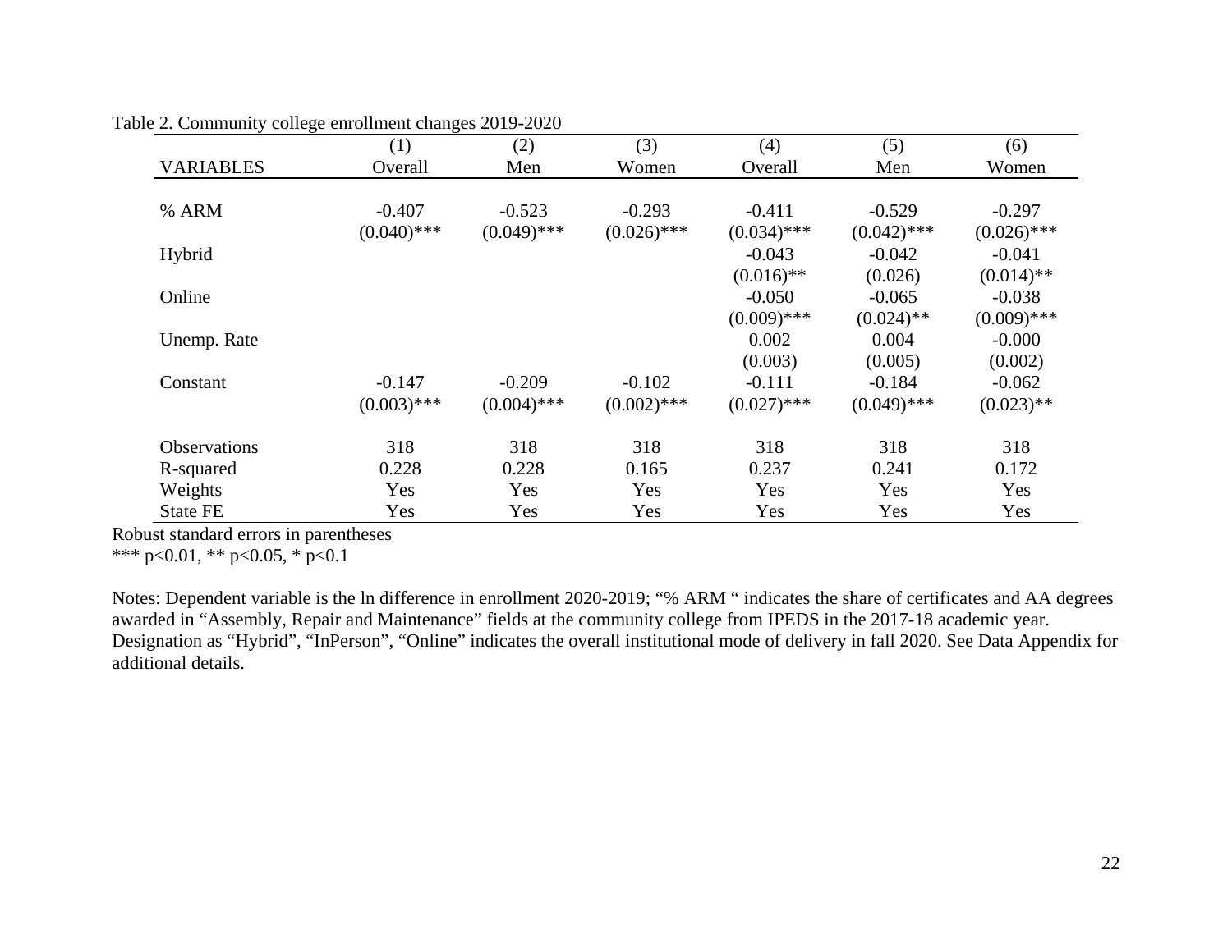Table 2. Community college enrollment changes 2019-2020

| VARIABLES | (1) Overall | (2) Men | (3) Women | (4) Overall | (5) Men | (6) Women |
|---|---|---|---|---|---|---|
| % ARM | -0.407 | -0.523 | -0.293 | -0.411 | -0.529 | -0.297 |
| | (0.040)*** | (0.049)*** | (0.026)*** | (0.034)*** | (0.042)*** | (0.026)*** |
| Hybrid | | | | -0.043 | -0.042 | -0.041 |
| | | | | (0.016)** | (0.026) | (0.014)** |
| Online | | | | -0.050 | -0.065 | -0.038 |
| | | | | (0.009)*** | (0.024)** | (0.009)*** |
| Unemp. Rate | | | | 0.002 | 0.004 | -0.000 |
| | | | | (0.003) | (0.005) | (0.002) |
| Constant | -0.147 | -0.209 | -0.102 | -0.111 | -0.184 | -0.062 |
| | (0.003)*** | (0.004)*** | (0.002)*** | (0.027)*** | (0.049)*** | (0.023)** |
| Observations | 318 | 318 | 318 | 318 | 318 | 318 |
| R-squared | 0.228 | 0.228 | 0.165 | 0.237 | 0.241 | 0.172 |
| Weights | Yes | Yes | Yes | Yes | Yes | Yes |
| State FE | Yes | Yes | Yes | Yes | Yes | Yes |

Robust standard errors in parentheses
*** p<0.01, ** p<0.05, * p<0.1

Notes: Dependent variable is the ln difference in enrollment 2020-2019; "% ARM " indicates the share of certificates and AA degrees awarded in "Assembly, Repair and Maintenance" fields at the community college from IPEDS in the 2017-18 academic year. Designation as "Hybrid", "InPerson", "Online" indicates the overall institutional mode of delivery in fall 2020. See Data Appendix for additional details.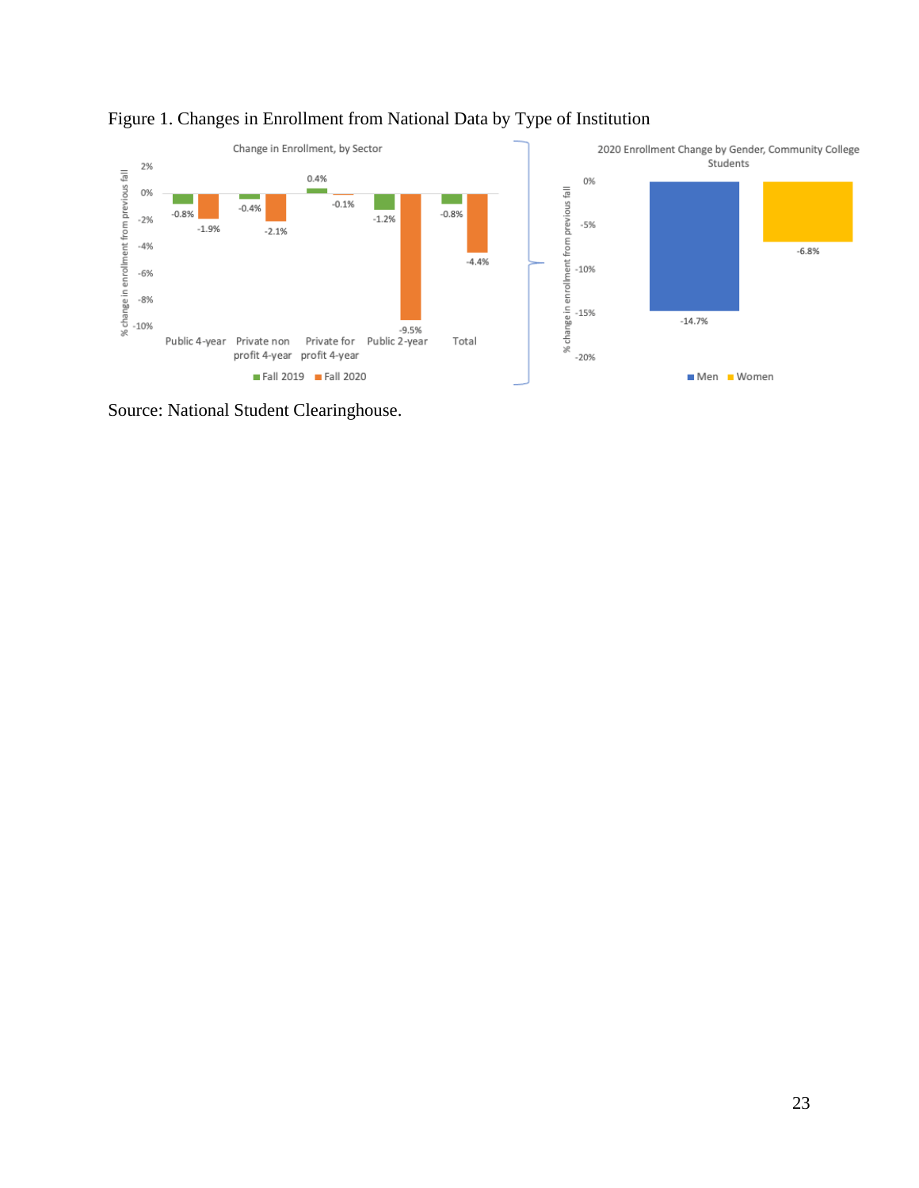Figure 1. Changes in Enrollment from National Data by Type of Institution

Change in Enrollment, by Sector

% change in enrollment from previous fall

2%
0%
-2%
-4%
-6%
-8%
-10%

Public 4-year: -0.8%, -1.9%
Private non profit 4-year: -0.4%, -2.1%
Private for profit 4-year: 0.4%, -0.1%
Public 2-year: -1.2%, -9.5%
Total: -0.8%, -4.4%

Fall 2019 Fall 2020

2020 Enrollment Change by Gender, Community College Students

% change in enrollment from previous fall

0%
-5%
-10%
-15%
-20%

-14.7%
-6.8%

Men Women

Source: National Student Clearinghouse.